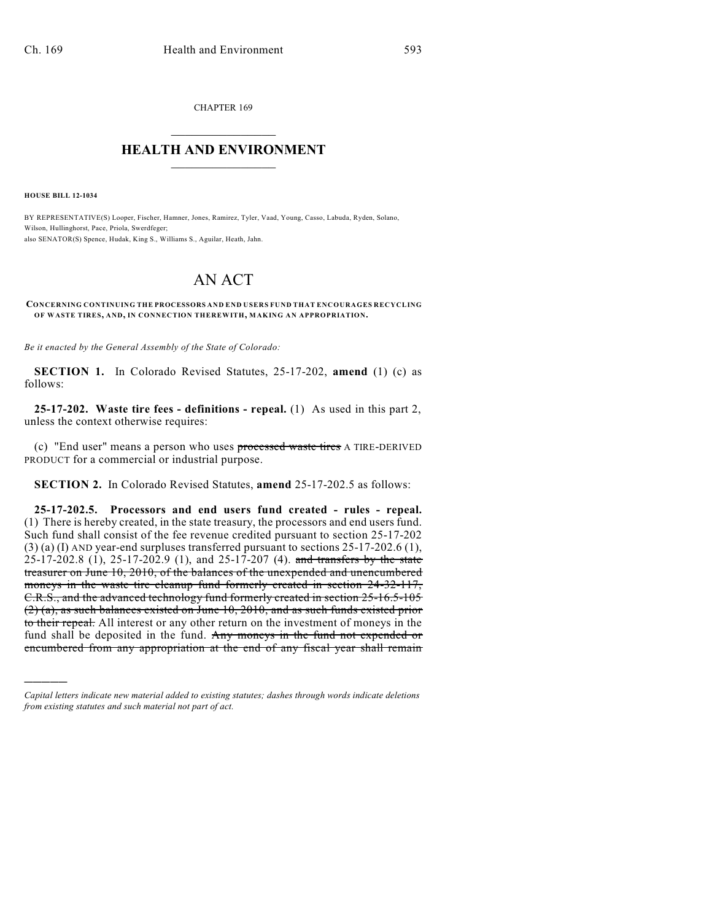CHAPTER 169

# HEALTH AND ENVIRONMENT

**HOUSE BILL 12-1034**

BY REPRESENTATIVE(S) Looper, Fischer, Hamner, Jones, Ramirez, Tyler, Vaad, Young, Casso, Labuda, Ryden, Solano, Wilson, Hullinghorst, Pace, Priola, Swerdfeger;
also SENATOR(S) Spence, Hudak, King S., Williams S., Aguilar, Heath, Jahn.

# AN ACT

**CONCERNING CONTINUING THE PROCESSORS AND END USERS FUND THAT ENCOURAGES RECYCLING OF WASTE TIRES, AND, IN CONNECTION THEREWITH, MAKING AN APPROPRIATION.**

*Be it enacted by the General Assembly of the State of Colorado:*

**SECTION 1.** In Colorado Revised Statutes, 25-17-202, **amend** (1) (c) as follows:

**25-17-202. Waste tire fees - definitions - repeal.** (1) As used in this part 2, unless the context otherwise requires:

(c) "End user" means a person who uses ~~processed waste tires~~ A TIRE-DERIVED PRODUCT for a commercial or industrial purpose.

**SECTION 2.** In Colorado Revised Statutes, **amend** 25-17-202.5 as follows:

**25-17-202.5. Processors and end users fund created - rules - repeal.** (1) There is hereby created, in the state treasury, the processors and end users fund. Such fund shall consist of the fee revenue credited pursuant to section 25-17-202 (3) (a) (I) AND year-end surpluses transferred pursuant to sections 25-17-202.6 (1), 25-17-202.8 (1), 25-17-202.9 (1), and 25-17-207 (4). ~~and transfers by the state treasurer on June 10, 2010, of the balances of the unexpended and unencumbered moneys in the waste tire cleanup fund formerly created in section 24-32-117, C.R.S., and the advanced technology fund formerly created in section 25-16.5-105 (2) (a), as such balances existed on June 10, 2010, and as such funds existed prior to their repeal.~~ All interest or any other return on the investment of moneys in the fund shall be deposited in the fund. ~~Any moneys in the fund not expended or encumbered from any appropriation at the end of any fiscal year shall remain~~

*Capital letters indicate new material added to existing statutes; dashes through words indicate deletions from existing statutes and such material not part of act.*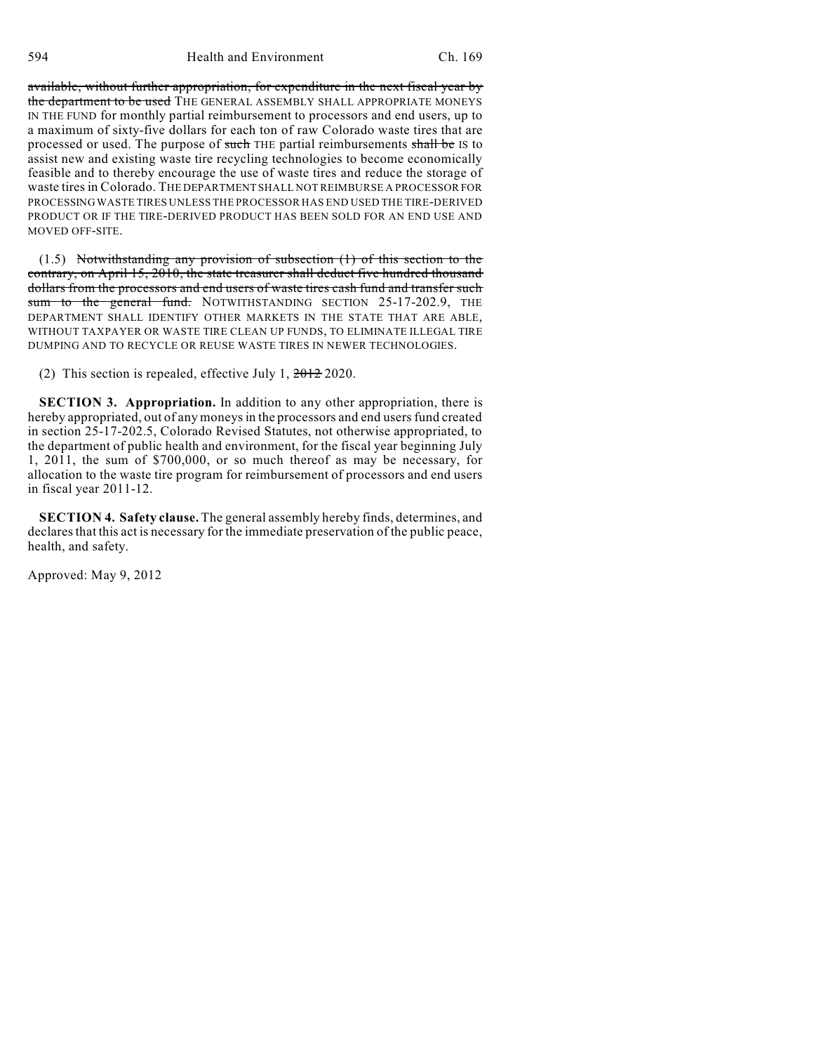~~available, without further appropriation, for expenditure in the next fiscal year by the department to be used~~ THE GENERAL ASSEMBLY SHALL APPROPRIATE MONEYS IN THE FUND for monthly partial reimbursement to processors and end users, up to a maximum of sixty-five dollars for each ton of raw Colorado waste tires that are processed or used. The purpose of ~~such~~ THE partial reimbursements ~~shall be~~ IS to assist new and existing waste tire recycling technologies to become economically feasible and to thereby encourage the use of waste tires and reduce the storage of waste tires in Colorado. THE DEPARTMENT SHALL NOT REIMBURSE A PROCESSOR FOR PROCESSING WASTE TIRES UNLESS THE PROCESSOR HAS END USED THE TIRE-DERIVED PRODUCT OR IF THE TIRE-DERIVED PRODUCT HAS BEEN SOLD FOR AN END USE AND MOVED OFF-SITE.

(1.5) ~~Notwithstanding any provision of subsection (1) of this section to the contrary, on April 15, 2010, the state treasurer shall deduct five hundred thousand dollars from the processors and end users of waste tires cash fund and transfer such sum to the general fund.~~ NOTWITHSTANDING SECTION 25-17-202.9, THE DEPARTMENT SHALL IDENTIFY OTHER MARKETS IN THE STATE THAT ARE ABLE, WITHOUT TAXPAYER OR WASTE TIRE CLEAN UP FUNDS, TO ELIMINATE ILLEGAL TIRE DUMPING AND TO RECYCLE OR REUSE WASTE TIRES IN NEWER TECHNOLOGIES.

(2) This section is repealed, effective July 1, ~~2012~~ 2020.

**SECTION 3. Appropriation.** In addition to any other appropriation, there is hereby appropriated, out of any moneys in the processors and end users fund created in section 25-17-202.5, Colorado Revised Statutes, not otherwise appropriated, to the department of public health and environment, for the fiscal year beginning July 1, 2011, the sum of $700,000, or so much thereof as may be necessary, for allocation to the waste tire program for reimbursement of processors and end users in fiscal year 2011-12.

**SECTION 4. Safety clause.** The general assembly hereby finds, determines, and declares that this act is necessary for the immediate preservation of the public peace, health, and safety.

Approved: May 9, 2012